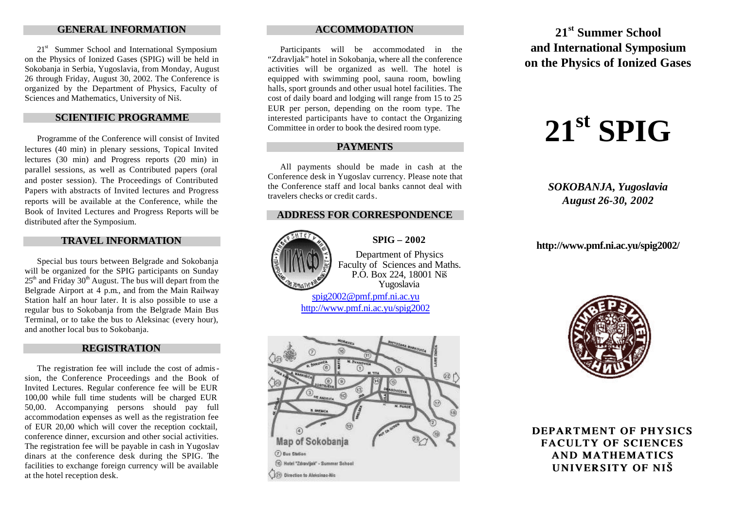## GENERAL INFORMATION

21st Summer School and International Symposium on the Physics of Ionized Gases (SPIG) will be held in Sokobanja in Serbia, Yugoslavia, from Monday, August 26 through Friday, August 30, 2002. The Conference is organized by the Department of Physics, Faculty of Sciences and Mathematics, University of Niš.

## SCIENTIFIC PROGRAMME

Programme of the Conference will consist of Invited lectures (40 min) in plenary sessions, Topical Invited lectures (30 min) and Progress reports (20 min) in parallel sessions, as well as Contributed papers (oral and poster session). The Proceedings of Contributed Papers with abstracts of Invited lectures and Progress reports will be available at the Conference, while the Book of Invited Lectures and Progress Reports will be distributed after the Symposium.

## TRAVEL INFORMATION

Special bus tours between Belgrade and Sokobanja will be organized for the SPIG participants on Sunday 25th and Friday 30th August. The bus will depart from the Belgrade Airport at 4 p.m., and from the Main Railway Station half an hour later. It is also possible to use a regular bus to Sokobanja from the Belgrade Main Bus Terminal, or to take the bus to Aleksinac (every hour), and another local bus to Sokobanja.

## REGISTRATION

The registration fee will include the cost of admission, the Conference Proceedings and the Book of Invited Lectures. Regular conference fee will be EUR 100,00 while full time students will be charged EUR 50,00. Accompanying persons should pay full accommodation expenses as well as the registration fee of EUR 20,00 which will cover the reception cocktail, conference dinner, excursion and other social activities. The registration fee will be payable in cash in Yugoslav dinars at the conference desk during the SPIG. The facilities to exchange foreign currency will be available at the hotel reception desk.

## ACCOMMODATION

Participants will be accommodated in the "Zdravljak" hotel in Sokobanja, where all the conference activities will be organized as well. The hotel is equipped with swimming pool, sauna room, bowling halls, sport grounds and other usual hotel facilities. The cost of daily board and lodging will range from 15 to 25 EUR per person, depending on the room type. The interested participants have to contact the Organizing Committee in order to book the desired room type.

## PAYMENTS

All payments should be made in cash at the Conference desk in Yugoslav currency. Please note that the Conference staff and local banks cannot deal with travelers checks or credit cards.

## ADDRESS FOR CORRESPONDENCE

**SPIG – 2002**

Department of Physics
Faculty of Sciences and Maths.
P.O. Box 224, 18001 Niš
Yugoslavia

spig2002@pmf.pmf.ni.ac.yu
http://www.pmf.ni.ac.yu/spig2002

Map of Sokobanja

(7) Bus Station
(16) Hotel "Zdravljak" - Summer School
(21) Direction to Aleksinac-Nis

# 21st Summer School and International Symposium on the Physics of Ionized Gases

# 21st SPIG

***SOKOBANJA, Yugoslavia***
***August 26-30, 2002***

**http://www.pmf.ni.ac.yu/spig2002/**

**DEPARTMENT OF PHYSICS**
**FACULTY OF SCIENCES**
**AND MATHEMATICS**
**UNIVERSITY OF NIŠ**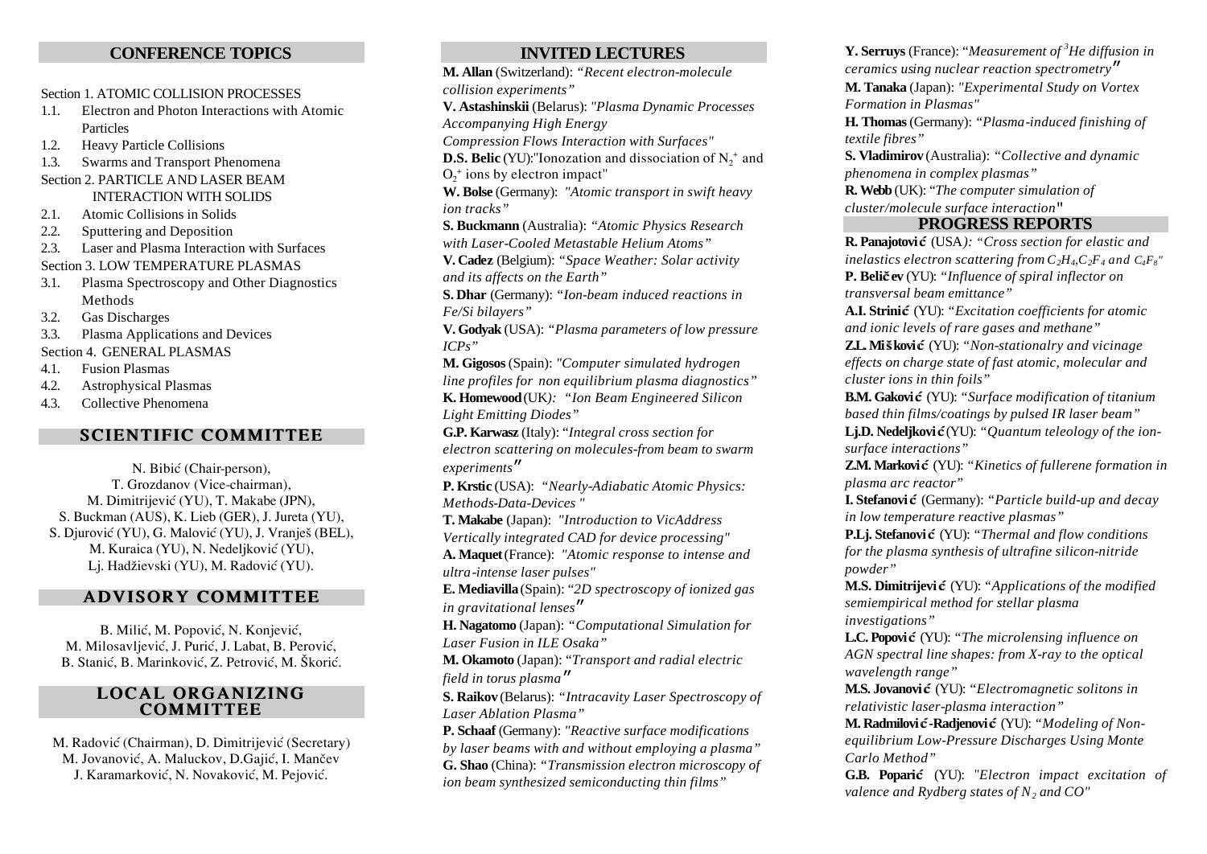## CONFERENCE TOPICS

Section 1. ATOMIC COLLISION PROCESSES

- 1.1. Electron and Photon Interactions with Atomic Particles
- 1.2. Heavy Particle Collisions
- 1.3. Swarms and Transport Phenomena

Section 2. PARTICLE AND LASER BEAM INTERACTION WITH SOLIDS

- 2.1. Atomic Collisions in Solids
- 2.2. Sputtering and Deposition
- 2.3. Laser and Plasma Interaction with Surfaces

Section 3. LOW TEMPERATURE PLASMAS

- 3.1. Plasma Spectroscopy and Other Diagnostics Methods
- 3.2. Gas Discharges
- 3.3. Plasma Applications and Devices

Section 4. GENERAL PLASMAS

- 4.1. Fusion Plasmas
- 4.2. Astrophysical Plasmas
- 4.3. Collective Phenomena

## SCIENTIFIC COMMITTEE

N. Bibić (Chair-person),
T. Grozdanov (Vice-chairman),
M. Dimitrijević (YU), T. Makabe (JPN),
S. Buckman (AUS), K. Lieb (GER), J. Jureta (YU),
S. Djurović (YU), G. Malović (YU), J. Vranješ (BEL),
M. Kuraica (YU), N. Nedeljković (YU),
Lj. Hadžievski (YU), M. Radović (YU).

## ADVISORY COMMITTEE

B. Milić, M. Popović, N. Konjević,
M. Milosavljević, J. Purić, J. Labat, B. Perović,
B. Stanić, B. Marinković, Z. Petrović, M. Škorić.

## LOCAL ORGANIZING COMMITTEE

M. Radović (Chairman), D. Dimitrijević (Secretary)
M. Jovanović, A. Maluckov, D.Gajić, I. Mančev
J. Karamarković, N. Novaković, M. Pejović.

## INVITED LECTURES

**M. Allan** (Switzerland): *"Recent electron-molecule collision experiments"*

**V. Astashinskii** (Belarus): *"Plasma Dynamic Processes Accompanying High Energy Compression Flows Interaction with Surfaces"*

**D.S. Belic** (YU): "Ionozation and dissociation of $N_2^+$ and $O_2^+$ ions by electron impact"

**W. Bolse** (Germany): *"Atomic transport in swift heavy ion tracks"*

**S. Buckmann** (Australia): *"Atomic Physics Research with Laser-Cooled Metastable Helium Atoms"*

**V. Cadez** (Belgium): *"Space Weather: Solar activity and its affects on the Earth"*

**S. Dhar** (Germany): *"Ion-beam induced reactions in Fe/Si bilayers"*

**V. Godyak** (USA): *"Plasma parameters of low pressure ICPs"*

**M. Gigosos** (Spain): *"Computer simulated hydrogen line profiles for non equilibrium plasma diagnostics"*

**K. Homewood** (UK): *"Ion Beam Engineered Silicon Light Emitting Diodes"*

**G.P. Karwasz** (Italy): *"Integral cross section for electron scattering on molecules-from beam to swarm experiments"*

**P. Krstic** (USA): *"Nearly-Adiabatic Atomic Physics: Methods-Data-Devices"*

**T. Makabe** (Japan): *"Introduction to VicAddress Vertically integrated CAD for device processing"*

**A. Maquet** (France): *"Atomic response to intense and ultra-intense laser pulses"*

**E. Mediavilla** (Spain): *"2D spectroscopy of ionized gas in gravitational lenses"*

**H. Nagatomo** (Japan): *"Computational Simulation for Laser Fusion in ILE Osaka"*

**M. Okamoto** (Japan): *"Transport and radial electric field in torus plasma"*

**S. Raikov** (Belarus): *"Intracavity Laser Spectroscopy of Laser Ablation Plasma"*

**P. Schaaf** (Germany): *"Reactive surface modifications by laser beams with and without employing a plasma"*

**G. Shao** (China): *"Transmission electron microscopy of ion beam synthesized semiconducting thin films"*

**Y. Serruys** (France): *"Measurement of $^3He$ diffusion in ceramics using nuclear reaction spectrometry"*

**M. Tanaka** (Japan): *"Experimental Study on Vortex Formation in Plasmas"*

**H. Thomas** (Germany): *"Plasma-induced finishing of textile fibres"*

**S. Vladimirov** (Australia): *"Collective and dynamic phenomena in complex plasmas"*

**R. Webb** (UK): *"The computer simulation of cluster/molecule surface interaction"*

## PROGRESS REPORTS

**R. Panajotović** (USA): *"Cross section for elastic and inelastics electron scattering from $C_2H_4$, $C_2F_4$ and $C_4F_8$"*

**P. Beličev** (YU): *"Influence of spiral inflector on transversal beam emittance"*

**A.I. Strinić** (YU): *"Excitation coefficients for atomic and ionic levels of rare gases and methane"*

**Z.L. Mišković** (YU): *"Non-stationalry and vicinage effects on charge state of fast atomic, molecular and cluster ions in thin foils"*

**B.M. Gaković** (YU): *"Surface modification of titanium based thin films/coatings by pulsed IR laser beam"*

**Lj.D. Nedeljković** (YU): *"Quantum teleology of the ion-surface interactions"*

**Z.M. Marković** (YU): *"Kinetics of fullerene formation in plasma arc reactor"*

**I. Stefanović** (Germany): *"Particle build-up and decay in low temperature reactive plasmas"*

**P.Lj. Stefanović** (YU): *"Thermal and flow conditions for the plasma synthesis of ultrafine silicon-nitride powder"*

**M.S. Dimitrijević** (YU): *"Applications of the modified semiempirical method for stellar plasma investigations"*

**L.C. Popović** (YU): *"The microlensing influence on AGN spectral line shapes: from X-ray to the optical wavelength range"*

**M.S. Jovanović** (YU): *"Electromagnetic solitons in relativistic laser-plasma interaction"*

**M. Radmilović-Radjenović** (YU): *"Modeling of Non-equilibrium Low-Pressure Discharges Using Monte Carlo Method"*

**G.B. Poparić** (YU): *"Electron impact excitation of valence and Rydberg states of $N_2$ and CO"*